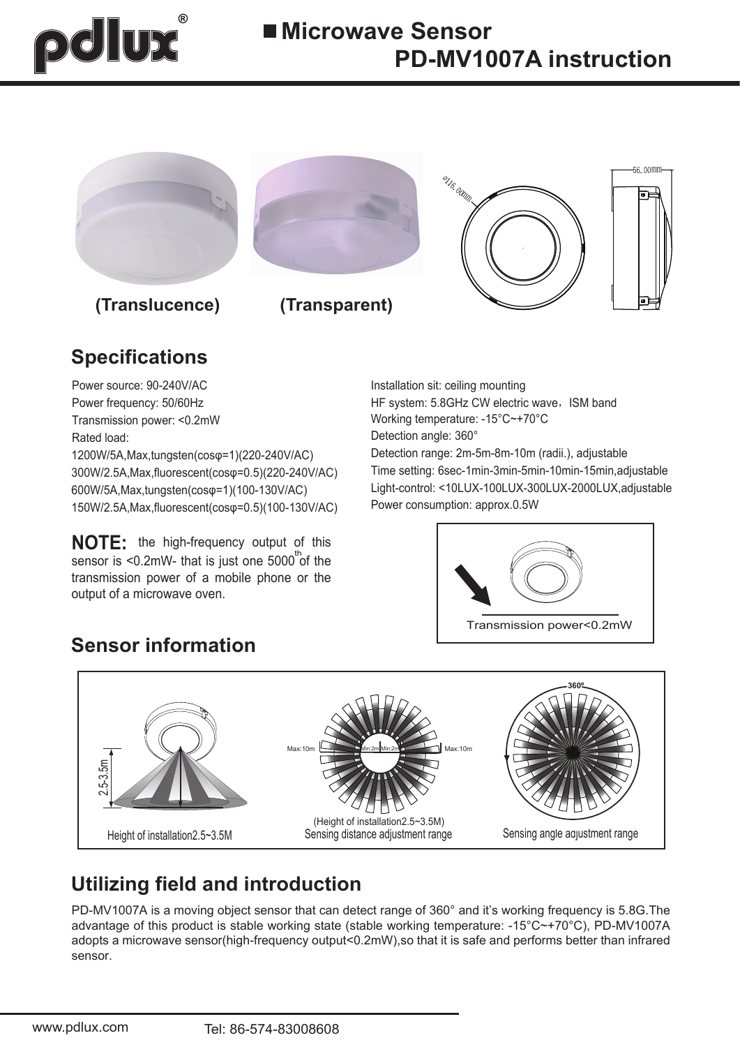# Microwave Sensor PD-MV1007A instruction

(Translucence) (Transparent)

## Specifications

Power source: 90-240V/AC
Power frequency: 50/60Hz
Transmission power: <0.2mW
Rated load:
1200W/5A,Max,tungsten(cosφ=1)(220-240V/AC)
300W/2.5A,Max,fluorescent(cosφ=0.5)(220-240V/AC)
600W/5A,Max,tungsten(cosφ=1)(100-130V/AC)
150W/2.5A,Max,fluorescent(cosφ=0.5)(100-130V/AC)

Installation sit: ceiling mounting
HF system: 5.8GHz CW electric wave，ISM band
Working temperature: -15°C~+70°C
Detection angle: 360°
Detection range: 2m-5m-8m-10m (radii.), adjustable
Time setting: 6sec-1min-3min-5min-10min-15min,adjustable
Light-control: <10LUX-100LUX-300LUX-2000LUX,adjustable
Power consumption: approx.0.5W

**NOTE:** the high-frequency output of this sensor is <0.2mW- that is just one 5000th of the transmission power of a mobile phone or the output of a microwave oven.

Transmission power<0.2mW

## Sensor information

Height of installation2.5~3.5M

(Height of installation2.5~3.5M)
Sensing distance adjustment range

Sensing angle adjustment range

## Utilizing field and introduction

PD-MV1007A is a moving object sensor that can detect range of 360° and it's working frequency is 5.8G.The advantage of this product is stable working state (stable working temperature: -15°C~+70°C), PD-MV1007A adopts a microwave sensor(high-frequency output<0.2mW),so that it is safe and performs better than infrared sensor.

www.pdlux.com Tel: 86-574-83008608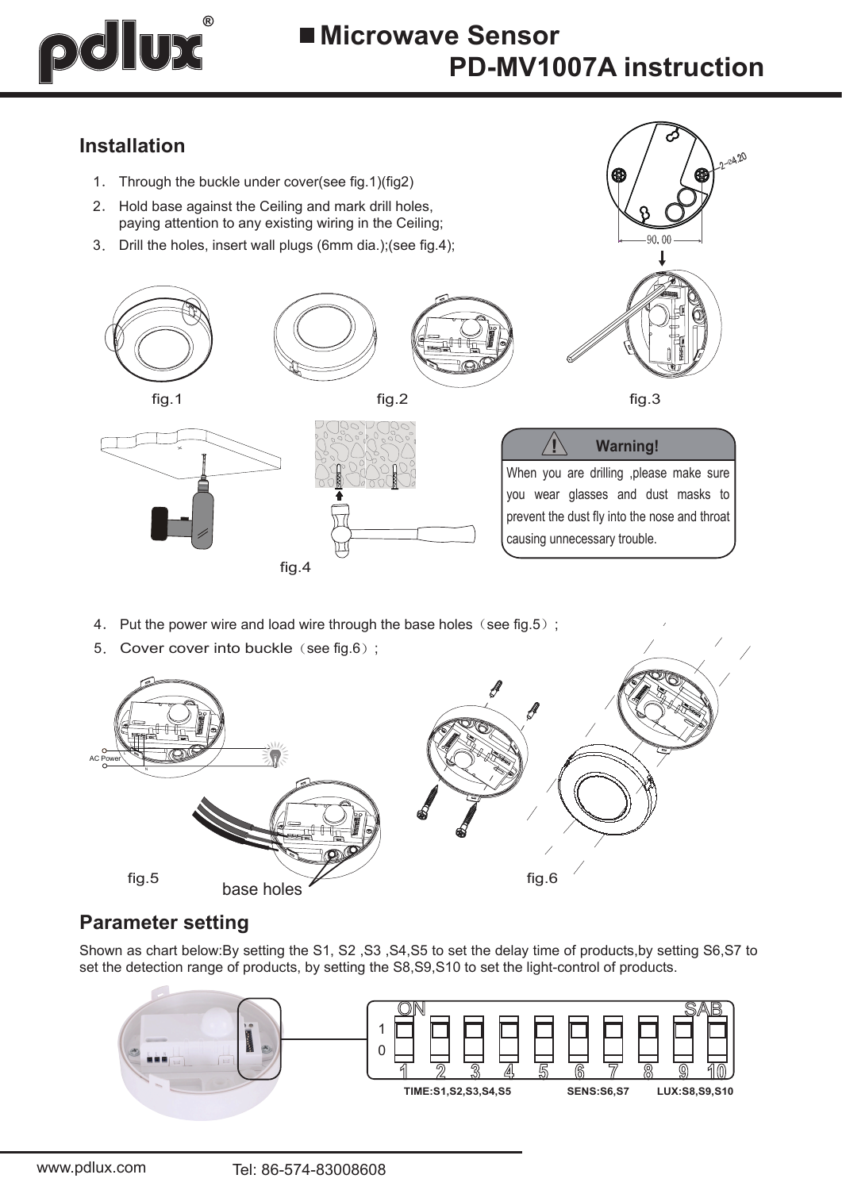# Microwave Sensor PD-MV1007A instruction

## Installation

1. Through the buckle under cover(see fig.1)(fig2)
2. Hold base against the Ceiling and mark drill holes, paying attention to any existing wiring in the Ceiling;
3. Drill the holes, insert wall plugs (6mm dia.);(see fig.4);

fig.1

fig.2

fig.3

fig.4

**Warning!**

When you are drilling ,please make sure you wear glasses and dust masks to prevent the dust fly into the nose and throat causing unnecessary trouble.

4. Put the power wire and load wire through the base holes（see fig.5）;
5. Cover cover into buckle（see fig.6）;

fig.5

base holes

fig.6

## Parameter setting

Shown as chart below:By setting the S1, S2 ,S3 ,S4,S5 to set the delay time of products,by setting S6,S7 to set the detection range of products, by setting the S8,S9,S10 to set the light-control of products.

TIME:S1,S2,S3,S4,S5 SENS:S6,S7 LUX:S8,S9,S10

www.pdlux.com Tel: 86-574-83008608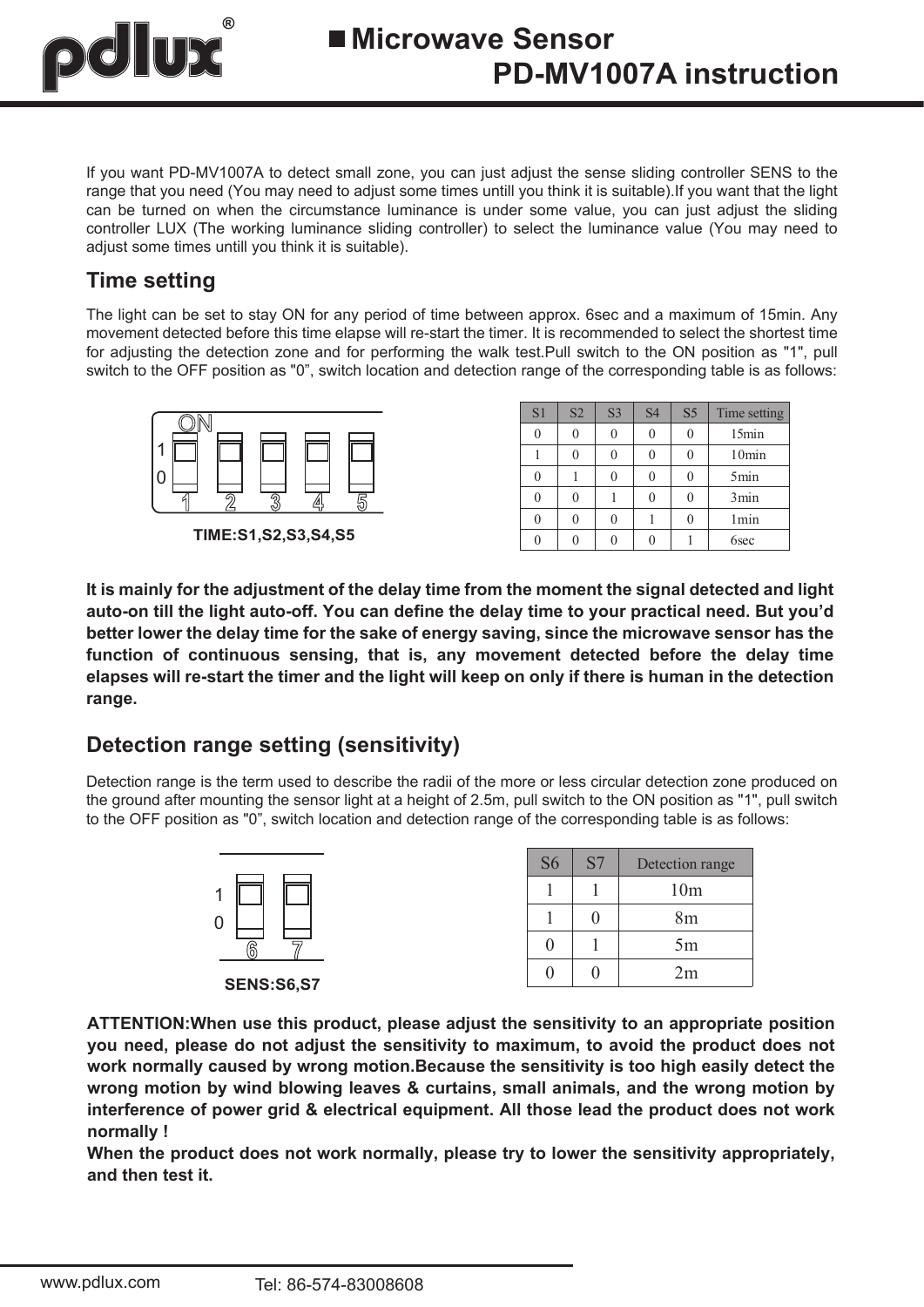If you want PD-MV1007A to detect small zone, you can just adjust the sense sliding controller SENS to the range that you need (You may need to adjust some times untill you think it is suitable).If you want that the light can be turned on when the circumstance luminance is under some value, you can just adjust the sliding controller LUX (The working luminance sliding controller) to select the luminance value (You may need to adjust some times untill you think it is suitable).

## Time setting

The light can be set to stay ON for any period of time between approx. 6sec and a maximum of 15min. Any movement detected before this time elapse will re-start the timer. It is recommended to select the shortest time for adjusting the detection zone and for performing the walk test.Pull switch to the ON position as "1", pull switch to the OFF position as "0", switch location and detection range of the corresponding table is as follows:

ON
1
0
1 2 3 4 5

TIME:S1,S2,S3,S4,S5

| S1 | S2 | S3 | S4 | S5 | Time setting |
|---|---|---|---|---|---|
| 0 | 0 | 0 | 0 | 0 | 15min |
| 1 | 0 | 0 | 0 | 0 | 10min |
| 0 | 1 | 0 | 0 | 0 | 5min |
| 0 | 0 | 1 | 0 | 0 | 3min |
| 0 | 0 | 0 | 1 | 0 | 1min |
| 0 | 0 | 0 | 0 | 1 | 6sec |

**It is mainly for the adjustment of the delay time from the moment the signal detected and light auto-on till the light auto-off. You can define the delay time to your practical need. But you'd better lower the delay time for the sake of energy saving, since the microwave sensor has the function of continuous sensing, that is, any movement detected before the delay time elapses will re-start the timer and the light will keep on only if there is human in the detection range.**

## Detection range setting (sensitivity)

Detection range is the term used to describe the radii of the more or less circular detection zone produced on the ground after mounting the sensor light at a height of 2.5m, pull switch to the ON position as "1", pull switch to the OFF position as "0", switch location and detection range of the corresponding table is as follows:

1
0
6 7

SENS:S6,S7

| S6 | S7 | Detection range |
|---|---|---|
| 1 | 1 | 10m |
| 1 | 0 | 8m |
| 0 | 1 | 5m |
| 0 | 0 | 2m |

**ATTENTION:When use this product, please adjust the sensitivity to an appropriate position you need, please do not adjust the sensitivity to maximum, to avoid the product does not work normally caused by wrong motion.Because the sensitivity is too high easily detect the wrong motion by wind blowing leaves & curtains, small animals, and the wrong motion by interference of power grid & electrical equipment. All those lead the product does not work normally !**

**When the product does not work normally, please try to lower the sensitivity appropriately, and then test it.**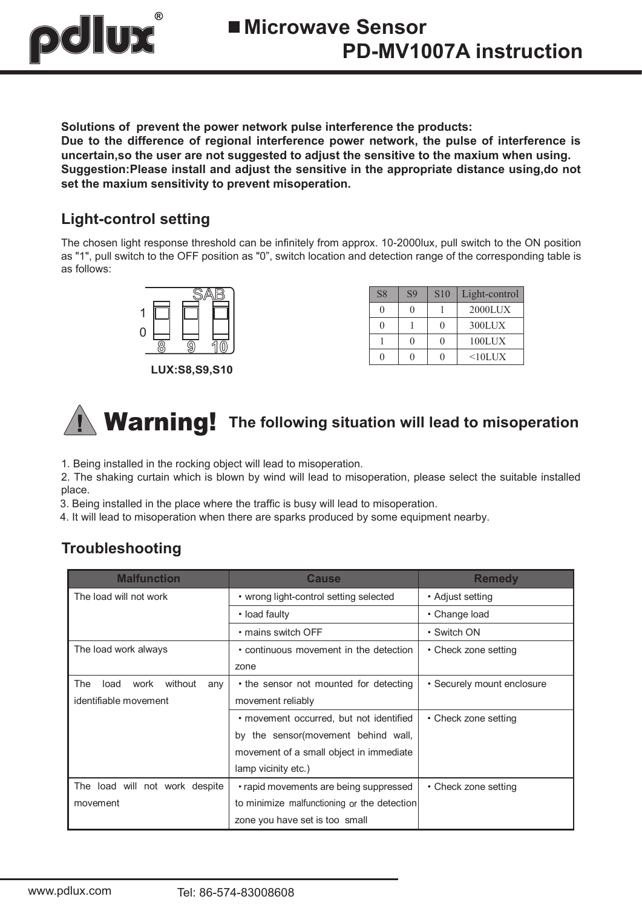# Microwave Sensor PD-MV1007A instruction

**Solutions of prevent the power network pulse interference the products:**
**Due to the difference of regional interference power network, the pulse of interference is uncertain,so the user are not suggested to adjust the sensitive to the maxium when using.**
**Suggestion:Please install and adjust the sensitive in the appropriate distance using,do not set the maxium sensitivity to prevent misoperation.**

## Light-control setting

The chosen light response threshold can be infinitely from approx. 10-2000lux, pull switch to the ON position as "1", pull switch to the OFF position as "0", switch location and detection range of the corresponding table is as follows:

SAB

1

0

8 9 10

**LUX:S8,S9,S10**

| S8 | S9 | S10 | Light-control |
|---|---|---|---|
| 0 | 0 | 1 | 2000LUX |
| 0 | 1 | 0 | 300LUX |
| 1 | 0 | 0 | 100LUX |
| 0 | 0 | 0 | <10LUX |

## Warning! The following situation will lead to misoperation

1. Being installed in the rocking object will lead to misoperation.
2. The shaking curtain which is blown by wind will lead to misoperation, please select the suitable installed place.
3. Being installed in the place where the traffic is busy will lead to misoperation.
4. It will lead to misoperation when there are sparks produced by some equipment nearby.

## Troubleshooting

| Malfunction | Cause | Remedy |
|---|---|---|
| The load will not work | • wrong light-control setting selected | • Adjust setting |
| | • load faulty | • Change load |
| | • mains switch OFF | • Switch ON |
| The load work always | • continuous movement in the detection zone | • Check zone setting |
| The load work without any identifiable movement | • the sensor not mounted for detecting movement reliably | • Securely mount enclosure |
| | • movement occurred, but not identified by the sensor(movement behind wall, movement of a small object in immediate lamp vicinity etc.) | • Check zone setting |
| The load will not work despite movement | • rapid movements are being suppressed to minimize malfunctioning or the detection zone you have set is too small | • Check zone setting |

www.pdlux.com Tel: 86-574-83008608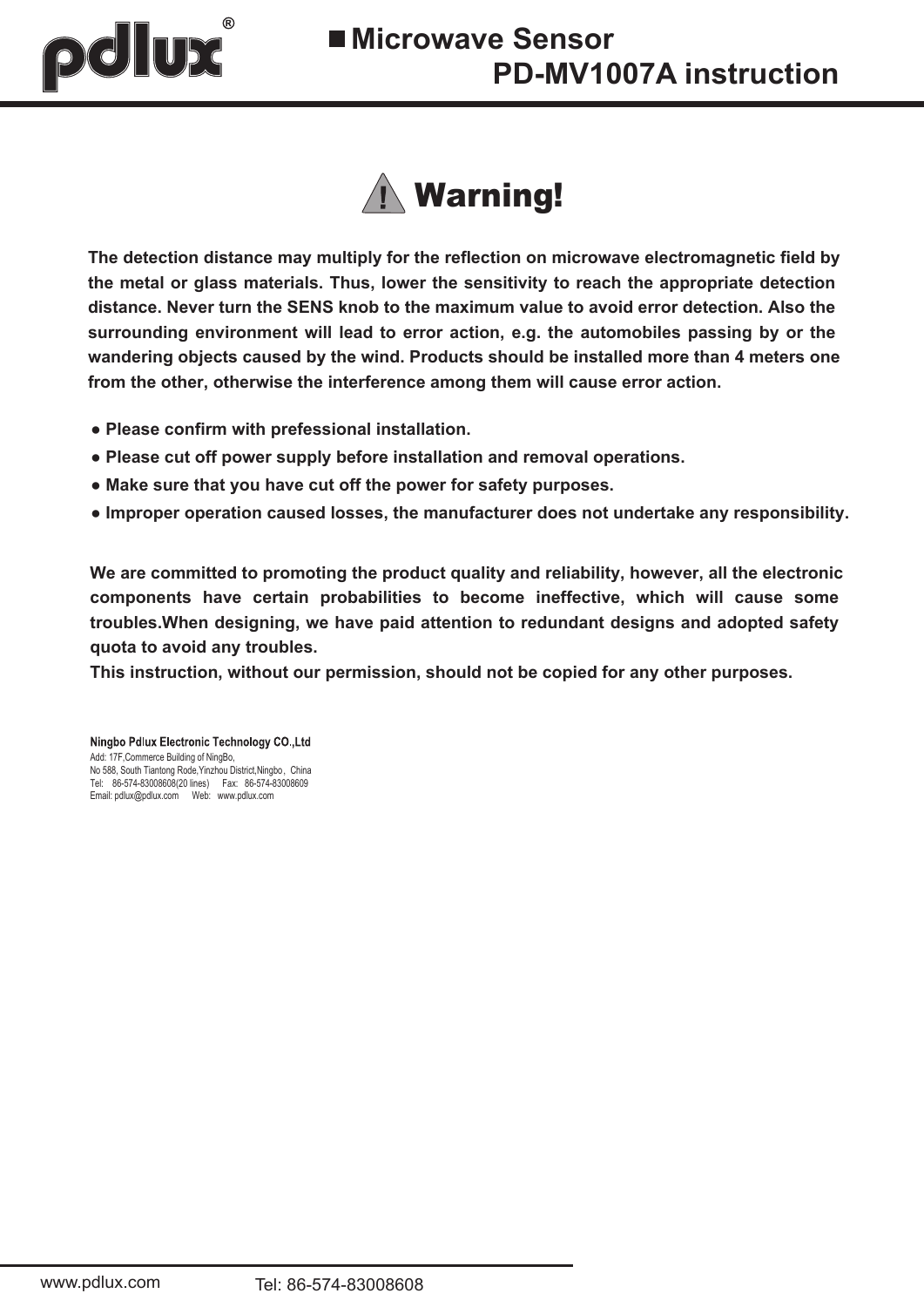## ■ Microwave Sensor PD-MV1007A instruction

# ⚠ Warning!

**The detection distance may multiply for the reflection on microwave electromagnetic field by the metal or glass materials. Thus, lower the sensitivity to reach the appropriate detection distance. Never turn the SENS knob to the maximum value to avoid error detection. Also the surrounding environment will lead to error action, e.g. the automobiles passing by or the wandering objects caused by the wind. Products should be installed more than 4 meters one from the other, otherwise the interference among them will cause error action.**

- **Please confirm with prefessional installation.**
- **Please cut off power supply before installation and removal operations.**
- **Make sure that you have cut off the power for safety purposes.**
- **Improper operation caused losses, the manufacturer does not undertake any responsibility.**

**We are committed to promoting the product quality and reliability, however, all the electronic components have certain probabilities to become ineffective, which will cause some troubles.When designing, we have paid attention to redundant designs and adopted safety quota to avoid any troubles.**
**This instruction, without our permission, should not be copied for any other purposes.**

**Ningbo Pdlux Electronic Technology CO.,Ltd**
Add: 17F,Commerce Building of NingBo,
No 588, South Tiantong Rode,Yinzhou District,Ningbo，China
Tel: 86-574-83008608(20 lines) Fax: 86-574-83008609
Email: pdlux@pdlux.com Web: www.pdlux.com